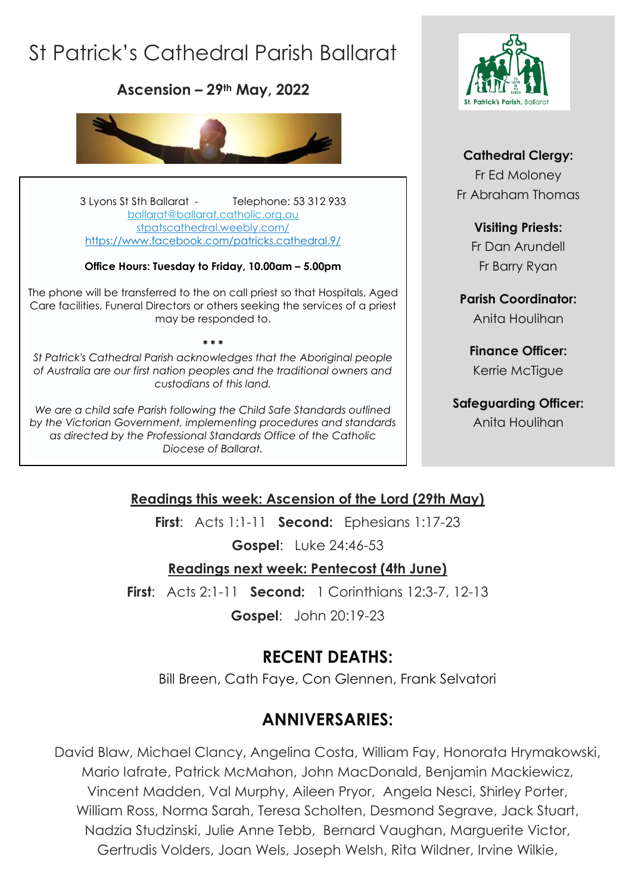# St Patrick's Cathedral Parish Ballarat

**Ascension – 29th May, 2022**

3 Lyons St Sth Ballarat - Telephone: 53 312 933
ballarat@ballarat.catholic.org.au
stpatscathedral.weebly.com/
https://www.facebook.com/patricks.cathedral.9/

**Office Hours: Tuesday to Friday, 10.00am – 5.00pm**

The phone will be transferred to the on call priest so that Hospitals, Aged Care facilities, Funeral Directors or others seeking the services of a priest may be responded to.

\* \* \*

*St Patrick's Cathedral Parish acknowledges that the Aboriginal people of Australia are our first nation peoples and the traditional owners and custodians of this land.*

*We are a child safe Parish following the Child Safe Standards outlined by the Victorian Government, implementing procedures and standards as directed by the Professional Standards Office of the Catholic Diocese of Ballarat.*

St. Patrick's Parish, Ballarat

**Cathedral Clergy:**
Fr Ed Moloney
Fr Abraham Thomas

**Visiting Priests:**
Fr Dan Arundell
Fr Barry Ryan

**Parish Coordinator:**
Anita Houlihan

**Finance Officer:**
Kerrie McTigue

**Safeguarding Officer:**
Anita Houlihan

**Readings this week: Ascension of the Lord (29th May)**

**First**: Acts 1:1-11 **Second:** Ephesians 1:17-23

**Gospel**: Luke 24:46-53

**Readings next week: Pentecost (4th June)**

**First**: Acts 2:1-11 **Second:** 1 Corinthians 12:3-7, 12-13

**Gospel**: John 20:19-23

## RECENT DEATHS:

Bill Breen, Cath Faye, Con Glennen, Frank Selvatori

## ANNIVERSARIES:

David Blaw, Michael Clancy, Angelina Costa, William Fay, Honorata Hrymakowski, Mario Iafrate, Patrick McMahon, John MacDonald, Benjamin Mackiewicz, Vincent Madden, Val Murphy, Aileen Pryor, Angela Nesci, Shirley Porter, William Ross, Norma Sarah, Teresa Scholten, Desmond Segrave, Jack Stuart, Nadzia Studzinski, Julie Anne Tebb, Bernard Vaughan, Marguerite Victor, Gertrudis Volders, Joan Wels, Joseph Welsh, Rita Wildner, Irvine Wilkie,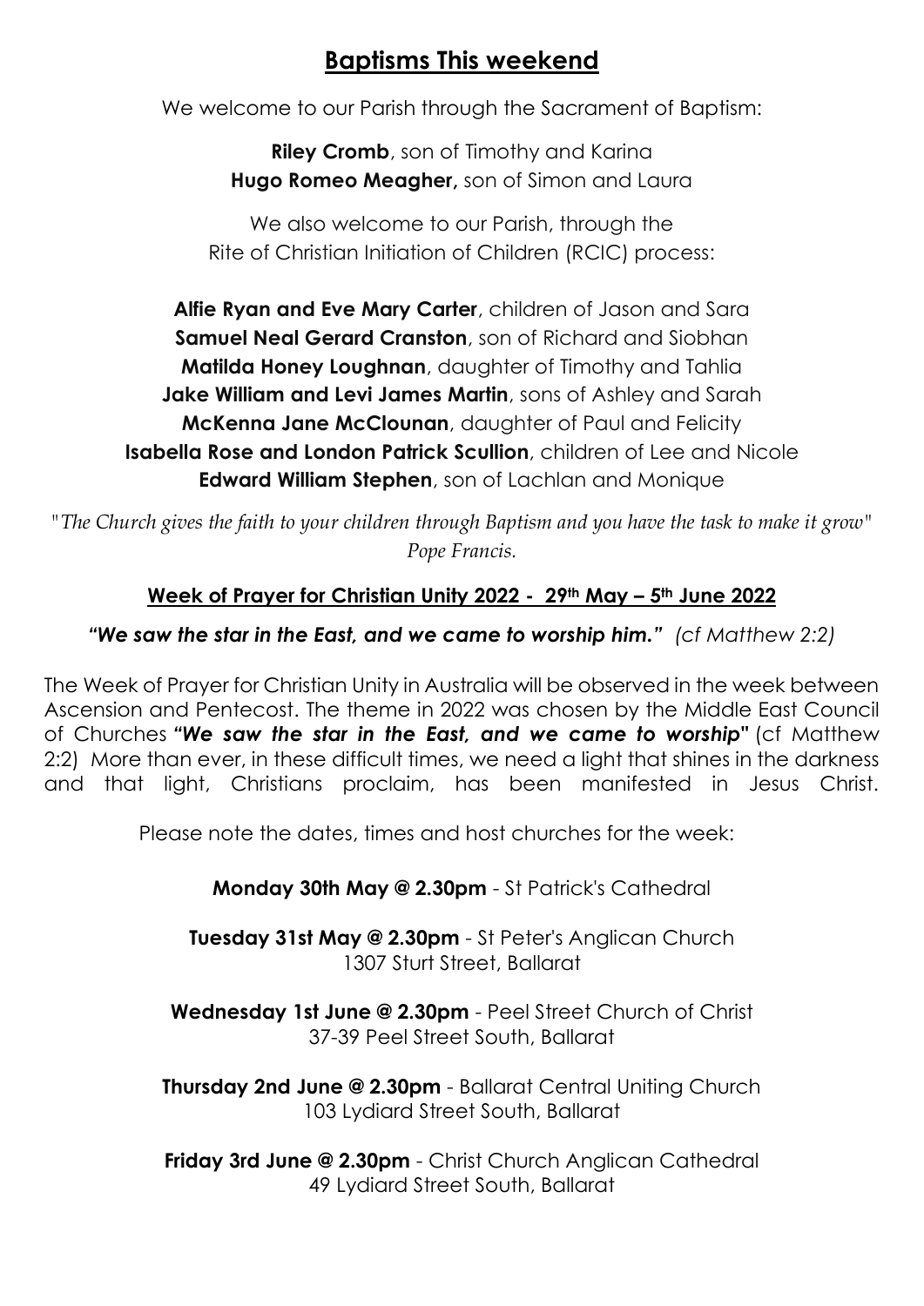## Baptisms This weekend

We welcome to our Parish through the Sacrament of Baptism:

**Riley Cromb**, son of Timothy and Karina
**Hugo Romeo Meagher,** son of Simon and Laura

We also welcome to our Parish, through the Rite of Christian Initiation of Children (RCIC) process:

**Alfie Ryan and Eve Mary Carter**, children of Jason and Sara
**Samuel Neal Gerard Cranston**, son of Richard and Siobhan
**Matilda Honey Loughnan**, daughter of Timothy and Tahlia
**Jake William and Levi James Martin**, sons of Ashley and Sarah
**McKenna Jane McClounan**, daughter of Paul and Felicity
**Isabella Rose and London Patrick Scullion**, children of Lee and Nicole
**Edward William Stephen**, son of Lachlan and Monique

"*The Church gives the faith to your children through Baptism and you have the task to make it grow*" *Pope Francis.*

### Week of Prayer for Christian Unity 2022 - 29th May – 5th June 2022

***"We saw the star in the East, and we came to worship him."*** *(cf Matthew 2:2)*

The Week of Prayer for Christian Unity in Australia will be observed in the week between Ascension and Pentecost. The theme in 2022 was chosen by the Middle East Council of Churches ***"We saw the star in the East, and we came to worship"*** (cf Matthew 2:2) More than ever, in these difficult times, we need a light that shines in the darkness and that light, Christians proclaim, has been manifested in Jesus Christ.

Please note the dates, times and host churches for the week:

**Monday 30th May @ 2.30pm** - St Patrick's Cathedral

**Tuesday 31st May @ 2.30pm** - St Peter's Anglican Church
1307 Sturt Street, Ballarat

**Wednesday 1st June @ 2.30pm** - Peel Street Church of Christ
37-39 Peel Street South, Ballarat

**Thursday 2nd June @ 2.30pm** - Ballarat Central Uniting Church
103 Lydiard Street South, Ballarat

**Friday 3rd June @ 2.30pm** - Christ Church Anglican Cathedral
49 Lydiard Street South, Ballarat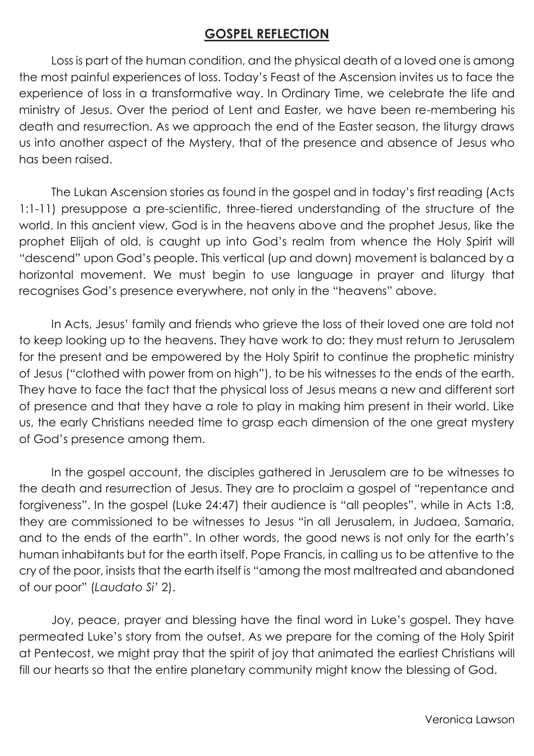## GOSPEL REFLECTION

Loss is part of the human condition, and the physical death of a loved one is among the most painful experiences of loss. Today's Feast of the Ascension invites us to face the experience of loss in a transformative way. In Ordinary Time, we celebrate the life and ministry of Jesus. Over the period of Lent and Easter, we have been re-membering his death and resurrection. As we approach the end of the Easter season, the liturgy draws us into another aspect of the Mystery, that of the presence and absence of Jesus who has been raised.

The Lukan Ascension stories as found in the gospel and in today's first reading (Acts 1:1-11) presuppose a pre-scientific, three-tiered understanding of the structure of the world. In this ancient view, God is in the heavens above and the prophet Jesus, like the prophet Elijah of old, is caught up into God's realm from whence the Holy Spirit will "descend" upon God's people. This vertical (up and down) movement is balanced by a horizontal movement. We must begin to use language in prayer and liturgy that recognises God's presence everywhere, not only in the "heavens" above.

In Acts, Jesus' family and friends who grieve the loss of their loved one are told not to keep looking up to the heavens. They have work to do: they must return to Jerusalem for the present and be empowered by the Holy Spirit to continue the prophetic ministry of Jesus ("clothed with power from on high"), to be his witnesses to the ends of the earth. They have to face the fact that the physical loss of Jesus means a new and different sort of presence and that they have a role to play in making him present in their world. Like us, the early Christians needed time to grasp each dimension of the one great mystery of God's presence among them.

In the gospel account, the disciples gathered in Jerusalem are to be witnesses to the death and resurrection of Jesus. They are to proclaim a gospel of "repentance and forgiveness". In the gospel (Luke 24:47) their audience is "all peoples", while in Acts 1:8, they are commissioned to be witnesses to Jesus "in all Jerusalem, in Judaea, Samaria, and to the ends of the earth". In other words, the good news is not only for the earth's human inhabitants but for the earth itself. Pope Francis, in calling us to be attentive to the cry of the poor, insists that the earth itself is "among the most maltreated and abandoned of our poor" (*Laudato Si'* 2).

Joy, peace, prayer and blessing have the final word in Luke's gospel. They have permeated Luke's story from the outset. As we prepare for the coming of the Holy Spirit at Pentecost, we might pray that the spirit of joy that animated the earliest Christians will fill our hearts so that the entire planetary community might know the blessing of God.

Veronica Lawson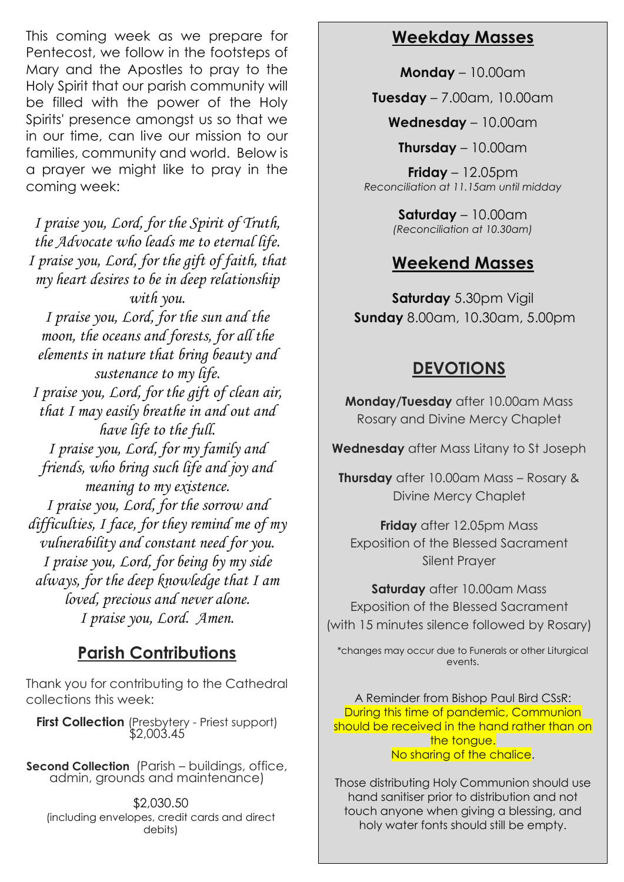This coming week as we prepare for Pentecost, we follow in the footsteps of Mary and the Apostles to pray to the Holy Spirit that our parish community will be filled with the power of the Holy Spirits' presence amongst us so that we in our time, can live our mission to our families, community and world. Below is a prayer we might like to pray in the coming week:

*I praise you, Lord, for the Spirit of Truth, the Advocate who leads me to eternal life.*
*I praise you, Lord, for the gift of faith, that my heart desires to be in deep relationship with you.*
*I praise you, Lord, for the sun and the moon, the oceans and forests, for all the elements in nature that bring beauty and sustenance to my life.*
*I praise you, Lord, for the gift of clean air, that I may easily breathe in and out and have life to the full.*
*I praise you, Lord, for my family and friends, who bring such life and joy and meaning to my existence.*
*I praise you, Lord, for the sorrow and difficulties, I face, for they remind me of my vulnerability and constant need for you.*
*I praise you, Lord, for being by my side always, for the deep knowledge that I am loved, precious and never alone.*
*I praise you, Lord. Amen.*

## Parish Contributions

Thank you for contributing to the Cathedral collections this week:

**First Collection** (Presbytery - Priest support) $2,003.45

**Second Collection** (Parish – buildings, office, admin, grounds and maintenance)

$2,030.50
(including envelopes, credit cards and direct debits)

## Weekday Masses

**Monday** – 10.00am

**Tuesday** – 7.00am, 10.00am

**Wednesday** – 10.00am

**Thursday** – 10.00am

**Friday** – 12.05pm
*Reconciliation at 11.15am until midday*

**Saturday** – 10.00am
*(Reconciliation at 10.30am)*

## Weekend Masses

**Saturday** 5.30pm Vigil
**Sunday** 8.00am, 10.30am, 5.00pm

## DEVOTIONS

**Monday/Tuesday** after 10.00am Mass
Rosary and Divine Mercy Chaplet

**Wednesday** after Mass Litany to St Joseph

**Thursday** after 10.00am Mass – Rosary & Divine Mercy Chaplet

**Friday** after 12.05pm Mass
Exposition of the Blessed Sacrament
Silent Prayer

**Saturday** after 10.00am Mass
Exposition of the Blessed Sacrament
(with 15 minutes silence followed by Rosary)

*changes may occur due to Funerals or other Liturgical events.

A Reminder from Bishop Paul Bird CSsR:
During this time of pandemic, Communion should be received in the hand rather than on the tongue.
No sharing of the chalice.

Those distributing Holy Communion should use hand sanitiser prior to distribution and not touch anyone when giving a blessing, and holy water fonts should still be empty.